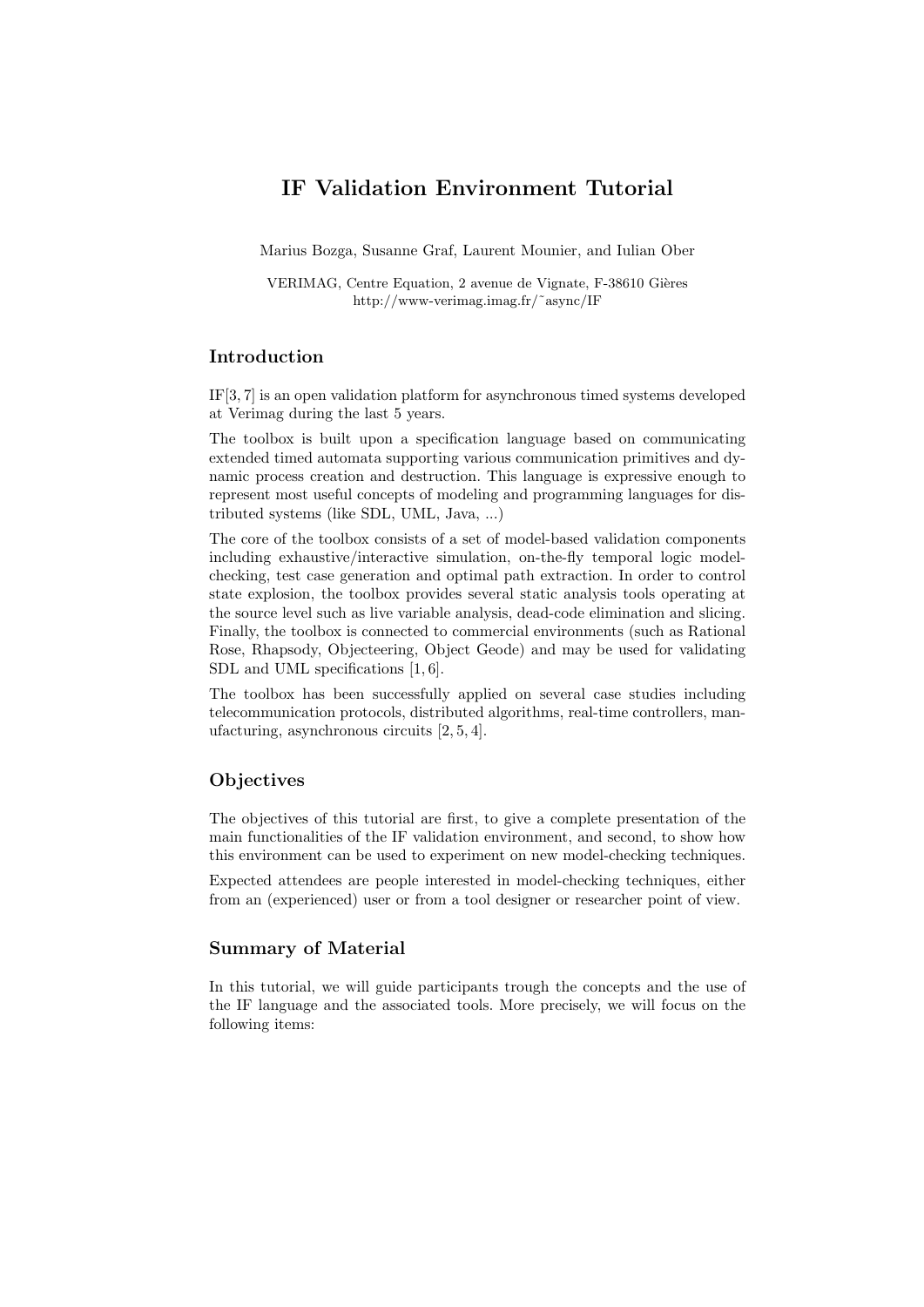# IF Validation Environment Tutorial

Marius Bozga, Susanne Graf, Laurent Mounier, and Iulian Ober

VERIMAG, Centre Equation, 2 avenue de Vignate, F-38610 Gières
http://www-verimag.imag.fr/~async/IF

## Introduction

IF[3, 7] is an open validation platform for asynchronous timed systems developed at Verimag during the last 5 years.

The toolbox is built upon a specification language based on communicating extended timed automata supporting various communication primitives and dynamic process creation and destruction. This language is expressive enough to represent most useful concepts of modeling and programming languages for distributed systems (like SDL, UML, Java, ...)

The core of the toolbox consists of a set of model-based validation components including exhaustive/interactive simulation, on-the-fly temporal logic model-checking, test case generation and optimal path extraction. In order to control state explosion, the toolbox provides several static analysis tools operating at the source level such as live variable analysis, dead-code elimination and slicing. Finally, the toolbox is connected to commercial environments (such as Rational Rose, Rhapsody, Objecteering, Object Geode) and may be used for validating SDL and UML specifications [1, 6].

The toolbox has been successfully applied on several case studies including telecommunication protocols, distributed algorithms, real-time controllers, manufacturing, asynchronous circuits [2, 5, 4].

## Objectives

The objectives of this tutorial are first, to give a complete presentation of the main functionalities of the IF validation environment, and second, to show how this environment can be used to experiment on new model-checking techniques.

Expected attendees are people interested in model-checking techniques, either from an (experienced) user or from a tool designer or researcher point of view.

## Summary of Material

In this tutorial, we will guide participants trough the concepts and the use of the IF language and the associated tools. More precisely, we will focus on the following items: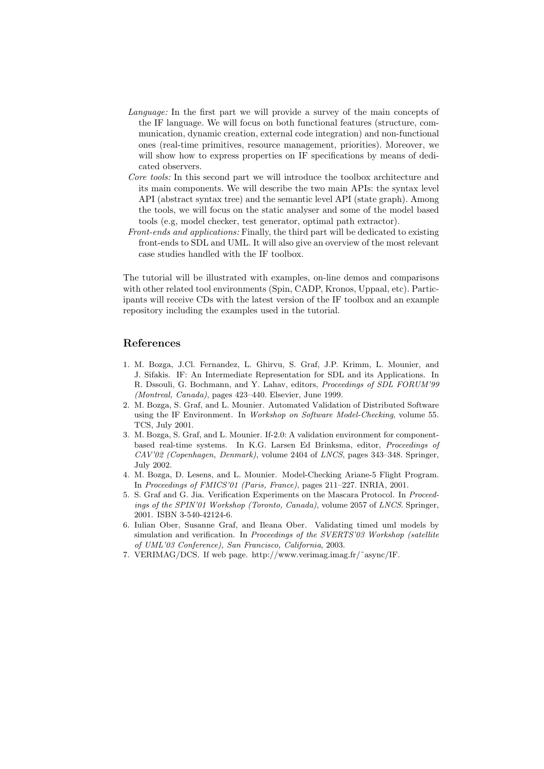*Language:* In the first part we will provide a survey of the main concepts of the IF language. We will focus on both functional features (structure, communication, dynamic creation, external code integration) and non-functional ones (real-time primitives, resource management, priorities). Moreover, we will show how to express properties on IF specifications by means of dedicated observers.

*Core tools:* In this second part we will introduce the toolbox architecture and its main components. We will describe the two main APIs: the syntax level API (abstract syntax tree) and the semantic level API (state graph). Among the tools, we will focus on the static analyser and some of the model based tools (e.g, model checker, test generator, optimal path extractor).

*Front-ends and applications:* Finally, the third part will be dedicated to existing front-ends to SDL and UML. It will also give an overview of the most relevant case studies handled with the IF toolbox.

The tutorial will be illustrated with examples, on-line demos and comparisons with other related tool environments (Spin, CADP, Kronos, Uppaal, etc). Participants will receive CDs with the latest version of the IF toolbox and an example repository including the examples used in the tutorial.

## References

1. M. Bozga, J.Cl. Fernandez, L. Ghirvu, S. Graf, J.P. Krimm, L. Mounier, and J. Sifakis. IF: An Intermediate Representation for SDL and its Applications. In R. Dssouli, G. Bochmann, and Y. Lahav, editors, *Proceedings of SDL FORUM'99 (Montreal, Canada)*, pages 423–440. Elsevier, June 1999.
2. M. Bozga, S. Graf, and L. Mounier. Automated Validation of Distributed Software using the IF Environment. In *Workshop on Software Model-Checking*, volume 55. TCS, July 2001.
3. M. Bozga, S. Graf, and L. Mounier. If-2.0: A validation environment for component-based real-time systems. In K.G. Larsen Ed Brinksma, editor, *Proceedings of CAV'02 (Copenhagen, Denmark)*, volume 2404 of *LNCS*, pages 343–348. Springer, July 2002.
4. M. Bozga, D. Lesens, and L. Mounier. Model-Checking Ariane-5 Flight Program. In *Proceedings of FMICS'01 (Paris, France)*, pages 211–227. INRIA, 2001.
5. S. Graf and G. Jia. Verification Experiments on the Mascara Protocol. In *Proceedings of the SPIN'01 Workshop (Toronto, Canada)*, volume 2057 of *LNCS*. Springer, 2001. ISBN 3-540-42124-6.
6. Iulian Ober, Susanne Graf, and Ileana Ober. Validating timed uml models by simulation and verification. In *Proceedings of the SVERTS'03 Workshop (satellite of UML'03 Conference), San Francisco, California*, 2003.
7. VERIMAG/DCS. If web page. http://www.verimag.imag.fr/~async/IF.